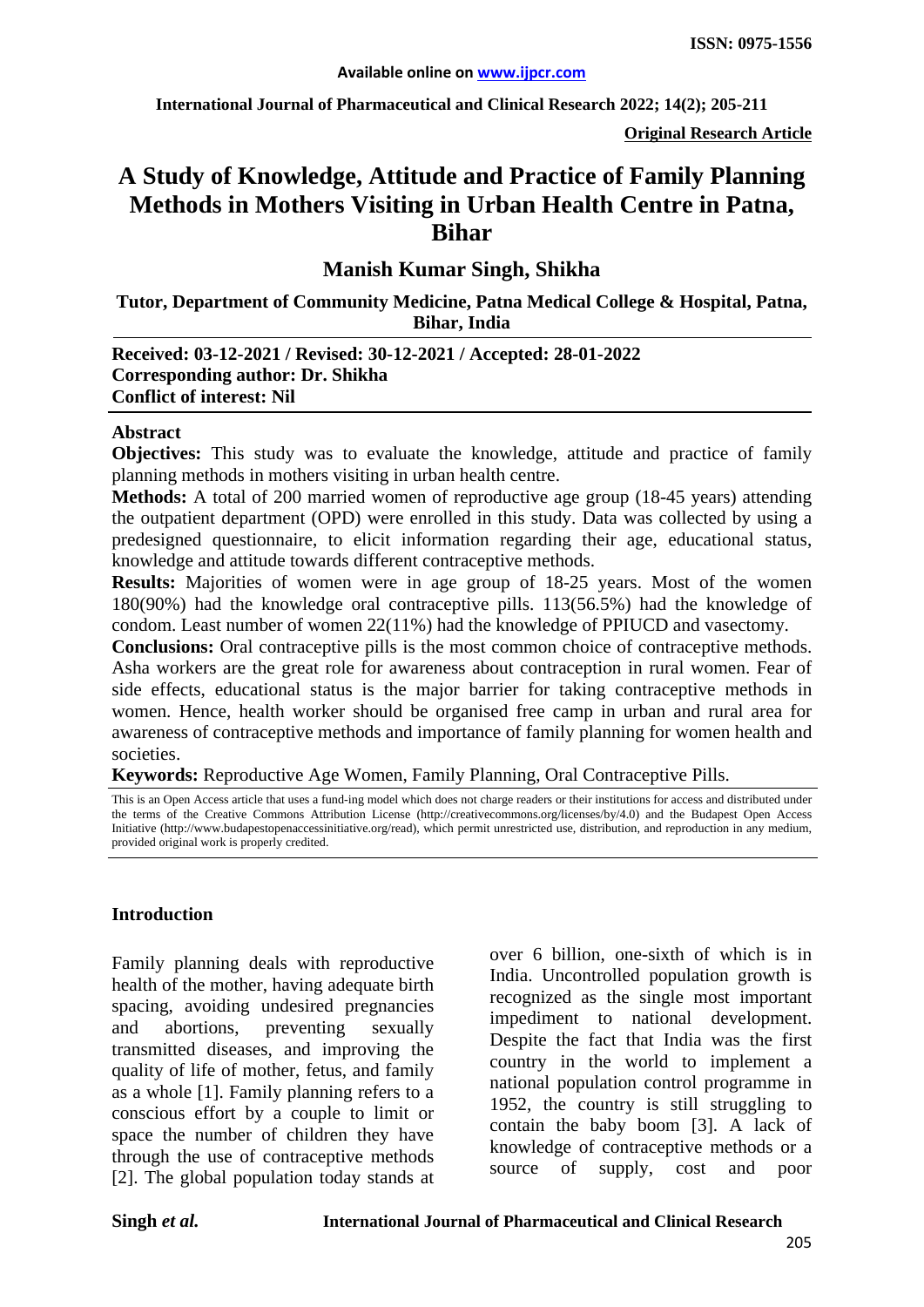**Original Research Article**

# A Study of Knowledge, Attitude and Practice of Family Planning Methods in Mothers Visiting in Urban Health Centre in Patna, Bihar

**Manish Kumar Singh, Shikha**

**Tutor, Department of Community Medicine, Patna Medical College & Hospital, Patna, Bihar, India**

**Received: 03-12-2021 / Revised: 30-12-2021 / Accepted: 28-01-2022**
**Corresponding author: Dr. Shikha**
**Conflict of interest: Nil**

## Abstract

**Objectives:** This study was to evaluate the knowledge, attitude and practice of family planning methods in mothers visiting in urban health centre.

**Methods:** A total of 200 married women of reproductive age group (18-45 years) attending the outpatient department (OPD) were enrolled in this study. Data was collected by using a predesigned questionnaire, to elicit information regarding their age, educational status, knowledge and attitude towards different contraceptive methods.

**Results:** Majorities of women were in age group of 18-25 years. Most of the women 180(90%) had the knowledge oral contraceptive pills. 113(56.5%) had the knowledge of condom. Least number of women 22(11%) had the knowledge of PPIUCD and vasectomy.

**Conclusions:** Oral contraceptive pills is the most common choice of contraceptive methods. Asha workers are the great role for awareness about contraception in rural women. Fear of side effects, educational status is the major barrier for taking contraceptive methods in women. Hence, health worker should be organised free camp in urban and rural area for awareness of contraceptive methods and importance of family planning for women health and societies.

**Keywords:** Reproductive Age Women, Family Planning, Oral Contraceptive Pills.

This is an Open Access article that uses a fund-ing model which does not charge readers or their institutions for access and distributed under the terms of the Creative Commons Attribution License (http://creativecommons.org/licenses/by/4.0) and the Budapest Open Access Initiative (http://www.budapestopenaccessinitiative.org/read), which permit unrestricted use, distribution, and reproduction in any medium, provided original work is properly credited.

## Introduction

Family planning deals with reproductive health of the mother, having adequate birth spacing, avoiding undesired pregnancies and abortions, preventing sexually transmitted diseases, and improving the quality of life of mother, fetus, and family as a whole [1]. Family planning refers to a conscious effort by a couple to limit or space the number of children they have through the use of contraceptive methods [2]. The global population today stands at over 6 billion, one-sixth of which is in India. Uncontrolled population growth is recognized as the single most important impediment to national development. Despite the fact that India was the first country in the world to implement a national population control programme in 1952, the country is still struggling to contain the baby boom [3]. A lack of knowledge of contraceptive methods or a source of supply, cost and poor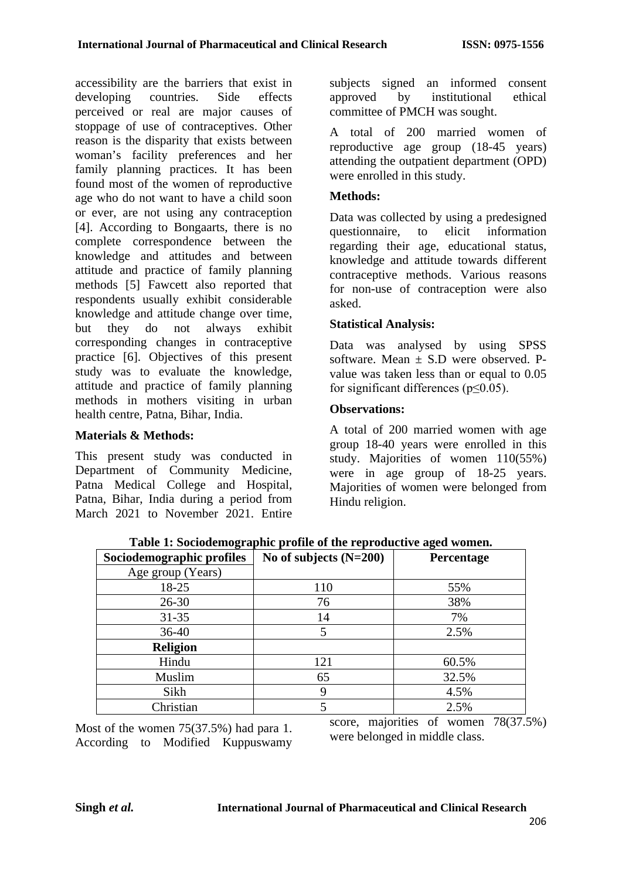accessibility are the barriers that exist in developing countries. Side effects perceived or real are major causes of stoppage of use of contraceptives. Other reason is the disparity that exists between woman's facility preferences and her family planning practices. It has been found most of the women of reproductive age who do not want to have a child soon or ever, are not using any contraception [4]. According to Bongaarts, there is no complete correspondence between the knowledge and attitudes and between attitude and practice of family planning methods [5] Fawcett also reported that respondents usually exhibit considerable knowledge and attitude change over time, but they do not always exhibit corresponding changes in contraceptive practice [6]. Objectives of this present study was to evaluate the knowledge, attitude and practice of family planning methods in mothers visiting in urban health centre, Patna, Bihar, India.

### Materials & Methods:

This present study was conducted in Department of Community Medicine, Patna Medical College and Hospital, Patna, Bihar, India during a period from March 2021 to November 2021. Entire subjects signed an informed consent approved by institutional ethical committee of PMCH was sought.

A total of 200 married women of reproductive age group (18-45 years) attending the outpatient department (OPD) were enrolled in this study.

### Methods:

Data was collected by using a predesigned questionnaire, to elicit information regarding their age, educational status, knowledge and attitude towards different contraceptive methods. Various reasons for non-use of contraception were also asked.

### Statistical Analysis:

Data was analysed by using SPSS software. Mean ± S.D were observed. P-value was taken less than or equal to 0.05 for significant differences ($p \leq 0.05$).

### Observations:

A total of 200 married women with age group 18-40 years were enrolled in this study. Majorities of women 110(55%) were in age group of 18-25 years. Majorities of women were belonged from Hindu religion.

**Table 1: Sociodemographic profile of the reproductive aged women.**

| Sociodemographic profiles | No of subjects (N=200) | Percentage |
|---|---|---|
| Age group (Years) | | |
| 18-25 | 110 | 55% |
| 26-30 | 76 | 38% |
| 31-35 | 14 | 7% |
| 36-40 | 5 | 2.5% |
| **Religion** | | |
| Hindu | 121 | 60.5% |
| Muslim | 65 | 32.5% |
| Sikh | 9 | 4.5% |
| Christian | 5 | 2.5% |

Most of the women 75(37.5%) had para 1. According to Modified Kuppuswamy score, majorities of women 78(37.5%) were belonged in middle class.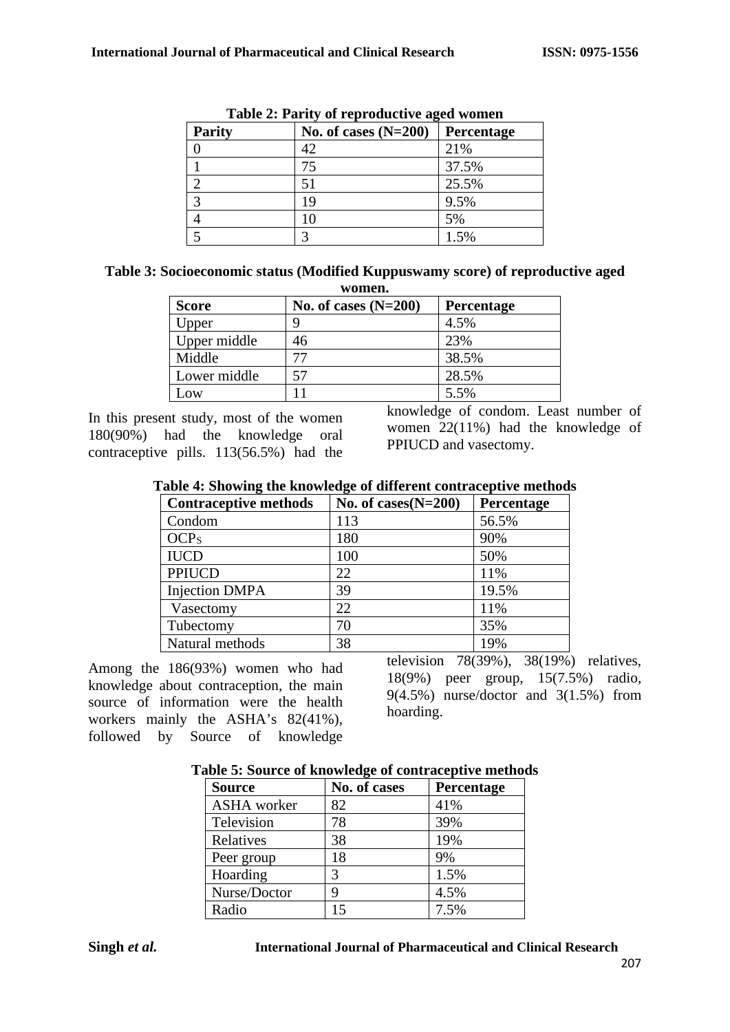**Table 2: Parity of reproductive aged women**

| Parity | No. of cases (N=200) | Percentage |
|---|---|---|
| 0 | 42 | 21% |
| 1 | 75 | 37.5% |
| 2 | 51 | 25.5% |
| 3 | 19 | 9.5% |
| 4 | 10 | 5% |
| 5 | 3 | 1.5% |

**Table 3: Socioeconomic status (Modified Kuppuswamy score) of reproductive aged women.**

| Score | No. of cases (N=200) | Percentage |
|---|---|---|
| Upper | 9 | 4.5% |
| Upper middle | 46 | 23% |
| Middle | 77 | 38.5% |
| Lower middle | 57 | 28.5% |
| Low | 11 | 5.5% |

In this present study, most of the women 180(90%) had the knowledge oral contraceptive pills. 113(56.5%) had the knowledge of condom. Least number of women 22(11%) had the knowledge of PPIUCD and vasectomy.

**Table 4: Showing the knowledge of different contraceptive methods**

| Contraceptive methods | No. of cases(N=200) | Percentage |
|---|---|---|
| Condom | 113 | 56.5% |
| OCPs | 180 | 90% |
| IUCD | 100 | 50% |
| PPIUCD | 22 | 11% |
| Injection DMPA | 39 | 19.5% |
| Vasectomy | 22 | 11% |
| Tubectomy | 70 | 35% |
| Natural methods | 38 | 19% |

Among the 186(93%) women who had knowledge about contraception, the main source of information were the health workers mainly the ASHA's 82(41%), followed by Source of knowledge television 78(39%), 38(19%) relatives, 18(9%) peer group, 15(7.5%) radio, 9(4.5%) nurse/doctor and 3(1.5%) from hoarding.

**Table 5: Source of knowledge of contraceptive methods**

| Source | No. of cases | Percentage |
|---|---|---|
| ASHA worker | 82 | 41% |
| Television | 78 | 39% |
| Relatives | 38 | 19% |
| Peer group | 18 | 9% |
| Hoarding | 3 | 1.5% |
| Nurse/Doctor | 9 | 4.5% |
| Radio | 15 | 7.5% |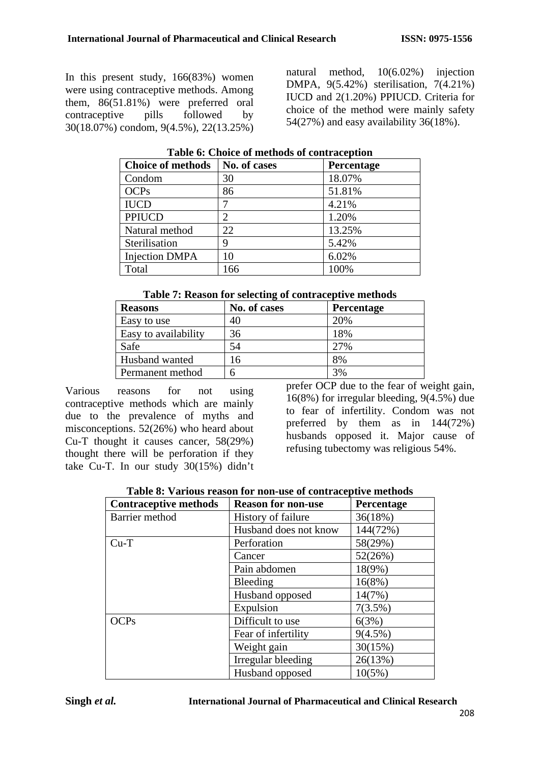In this present study, 166(83%) women were using contraceptive methods. Among them, 86(51.81%) were preferred oral contraceptive pills followed by 30(18.07%) condom, 9(4.5%), 22(13.25%) natural method, 10(6.02%) injection DMPA, 9(5.42%) sterilisation, 7(4.21%) IUCD and 2(1.20%) PPIUCD. Criteria for choice of the method were mainly safety 54(27%) and easy availability 36(18%).

**Table 6: Choice of methods of contraception**

| Choice of methods | No. of cases | Percentage |
|---|---|---|
| Condom | 30 | 18.07% |
| OCPs | 86 | 51.81% |
| IUCD | 7 | 4.21% |
| PPIUCD | 2 | 1.20% |
| Natural method | 22 | 13.25% |
| Sterilisation | 9 | 5.42% |
| Injection DMPA | 10 | 6.02% |
| Total | 166 | 100% |

**Table 7: Reason for selecting of contraceptive methods**

| Reasons | No. of cases | Percentage |
|---|---|---|
| Easy to use | 40 | 20% |
| Easy to availability | 36 | 18% |
| Safe | 54 | 27% |
| Husband wanted | 16 | 8% |
| Permanent method | 6 | 3% |

Various reasons for not using contraceptive methods which are mainly due to the prevalence of myths and misconceptions. 52(26%) who heard about Cu-T thought it causes cancer, 58(29%) thought there will be perforation if they take Cu-T. In our study 30(15%) didn't prefer OCP due to the fear of weight gain, 16(8%) for irregular bleeding, 9(4.5%) due to fear of infertility. Condom was not preferred by them as in 144(72%) husbands opposed it. Major cause of refusing tubectomy was religious 54%.

**Table 8: Various reason for non-use of contraceptive methods**

| Contraceptive methods | Reason for non-use | Percentage |
|---|---|---|
| Barrier method | History of failure | 36(18%) |
| | Husband does not know | 144(72%) |
| Cu-T | Perforation | 58(29%) |
| | Cancer | 52(26%) |
| | Pain abdomen | 18(9%) |
| | Bleeding | 16(8%) |
| | Husband opposed | 14(7%) |
| | Expulsion | 7(3.5%) |
| OCPs | Difficult to use | 6(3%) |
| | Fear of infertility | 9(4.5%) |
| | Weight gain | 30(15%) |
| | Irregular bleeding | 26(13%) |
| | Husband opposed | 10(5%) |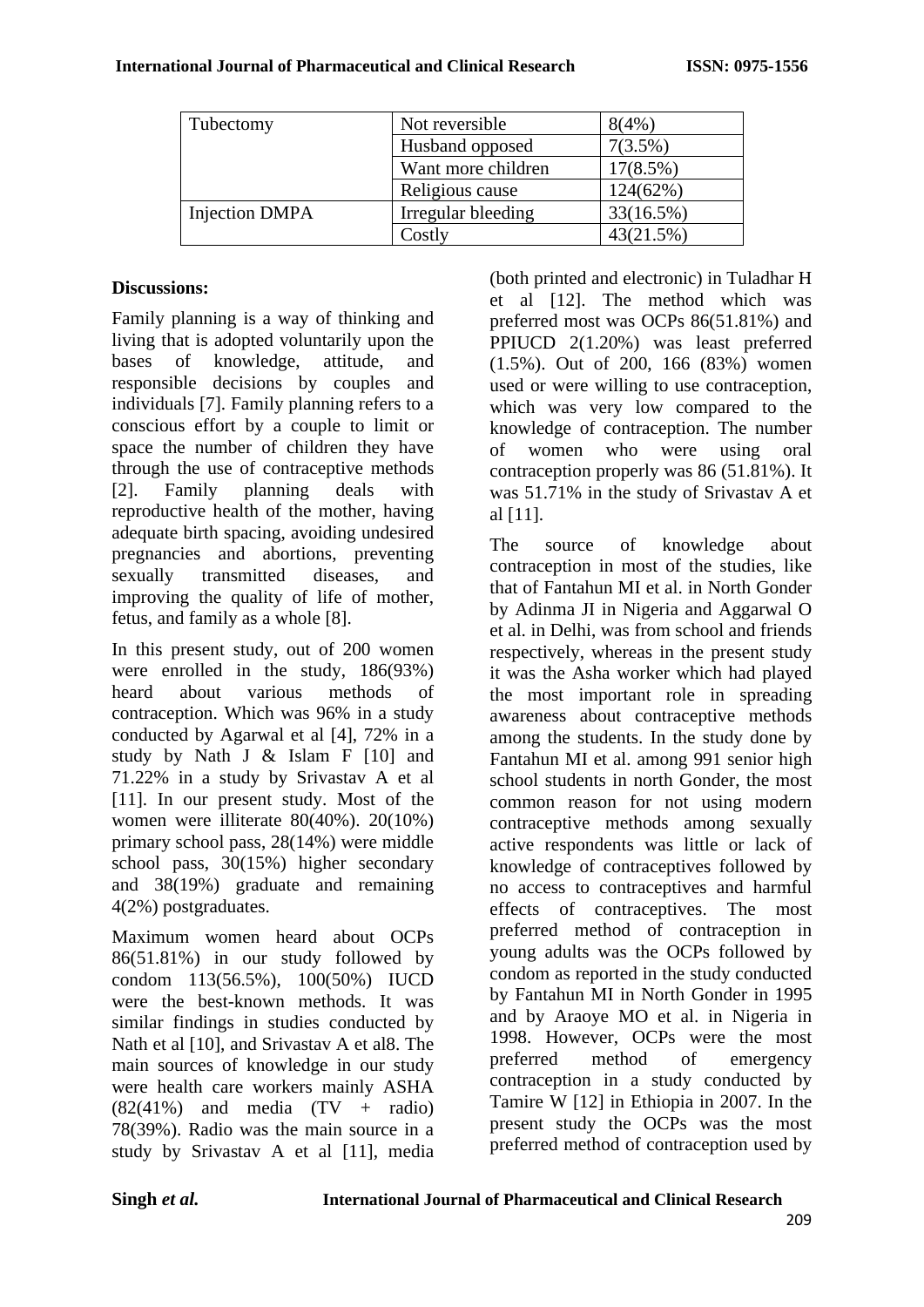| Tubectomy | Not reversible | 8(4%) |
|---|---|---|
| | Husband opposed | 7(3.5%) |
| | Want more children | 17(8.5%) |
| | Religious cause | 124(62%) |
| Injection DMPA | Irregular bleeding | 33(16.5%) |
| | Costly | 43(21.5%) |

**Discussions:**

Family planning is a way of thinking and living that is adopted voluntarily upon the bases of knowledge, attitude, and responsible decisions by couples and individuals [7]. Family planning refers to a conscious effort by a couple to limit or space the number of children they have through the use of contraceptive methods [2]. Family planning deals with reproductive health of the mother, having adequate birth spacing, avoiding undesired pregnancies and abortions, preventing sexually transmitted diseases, and improving the quality of life of mother, fetus, and family as a whole [8].

In this present study, out of 200 women were enrolled in the study, 186(93%) heard about various methods of contraception. Which was 96% in a study conducted by Agarwal et al [4], 72% in a study by Nath J & Islam F [10] and 71.22% in a study by Srivastav A et al [11]. In our present study. Most of the women were illiterate 80(40%). 20(10%) primary school pass, 28(14%) were middle school pass, 30(15%) higher secondary and 38(19%) graduate and remaining 4(2%) postgraduates.

Maximum women heard about OCPs 86(51.81%) in our study followed by condom 113(56.5%), 100(50%) IUCD were the best-known methods. It was similar findings in studies conducted by Nath et al [10], and Srivastav A et al8. The main sources of knowledge in our study were health care workers mainly ASHA (82(41%) and media (TV + radio) 78(39%). Radio was the main source in a study by Srivastav A et al [11], media (both printed and electronic) in Tuladhar H et al [12]. The method which was preferred most was OCPs 86(51.81%) and PPIUCD 2(1.20%) was least preferred (1.5%). Out of 200, 166 (83%) women used or were willing to use contraception, which was very low compared to the knowledge of contraception. The number of women who were using oral contraception properly was 86 (51.81%). It was 51.71% in the study of Srivastav A et al [11].

The source of knowledge about contraception in most of the studies, like that of Fantahun MI et al. in North Gonder by Adinma JI in Nigeria and Aggarwal O et al. in Delhi, was from school and friends respectively, whereas in the present study it was the Asha worker which had played the most important role in spreading awareness about contraceptive methods among the students. In the study done by Fantahun MI et al. among 991 senior high school students in north Gonder, the most common reason for not using modern contraceptive methods among sexually active respondents was little or lack of knowledge of contraceptives followed by no access to contraceptives and harmful effects of contraceptives. The most preferred method of contraception in young adults was the OCPs followed by condom as reported in the study conducted by Fantahun MI in North Gonder in 1995 and by Araoye MO et al. in Nigeria in 1998. However, OCPs were the most preferred method of emergency contraception in a study conducted by Tamire W [12] in Ethiopia in 2007. In the present study the OCPs was the most preferred method of contraception used by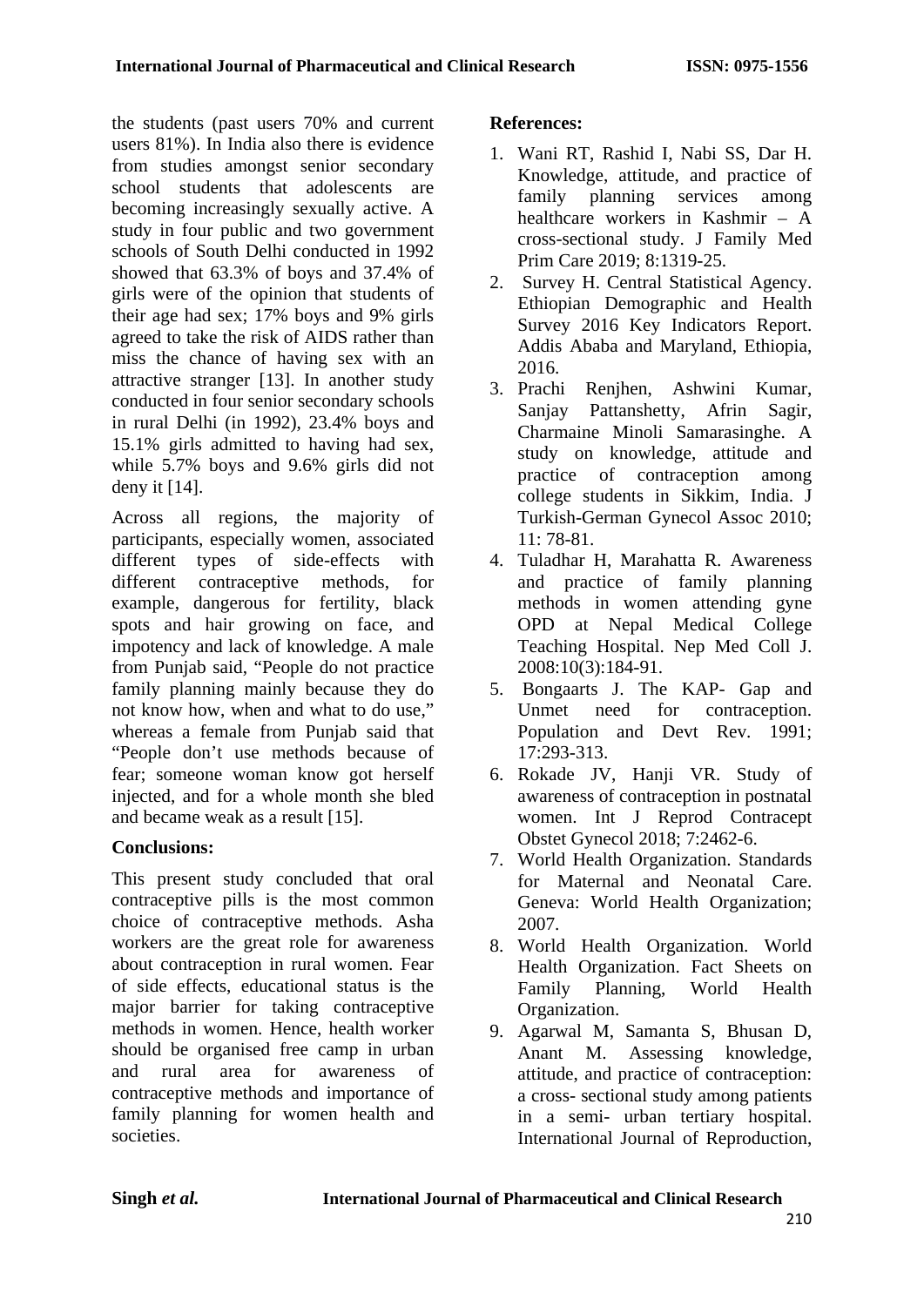the students (past users 70% and current users 81%). In India also there is evidence from studies amongst senior secondary school students that adolescents are becoming increasingly sexually active. A study in four public and two government schools of South Delhi conducted in 1992 showed that 63.3% of boys and 37.4% of girls were of the opinion that students of their age had sex; 17% boys and 9% girls agreed to take the risk of AIDS rather than miss the chance of having sex with an attractive stranger [13]. In another study conducted in four senior secondary schools in rural Delhi (in 1992), 23.4% boys and 15.1% girls admitted to having had sex, while 5.7% boys and 9.6% girls did not deny it [14].

Across all regions, the majority of participants, especially women, associated different types of side-effects with different contraceptive methods, for example, dangerous for fertility, black spots and hair growing on face, and impotency and lack of knowledge. A male from Punjab said, "People do not practice family planning mainly because they do not know how, when and what to do use," whereas a female from Punjab said that "People don't use methods because of fear; someone woman know got herself injected, and for a whole month she bled and became weak as a result [15].

## Conclusions:

This present study concluded that oral contraceptive pills is the most common choice of contraceptive methods. Asha workers are the great role for awareness about contraception in rural women. Fear of side effects, educational status is the major barrier for taking contraceptive methods in women. Hence, health worker should be organised free camp in urban and rural area for awareness of contraceptive methods and importance of family planning for women health and societies.

## References:

1. Wani RT, Rashid I, Nabi SS, Dar H. Knowledge, attitude, and practice of family planning services among healthcare workers in Kashmir – A cross-sectional study. J Family Med Prim Care 2019; 8:1319-25.
2. Survey H. Central Statistical Agency. Ethiopian Demographic and Health Survey 2016 Key Indicators Report. Addis Ababa and Maryland, Ethiopia, 2016.
3. Prachi Renjhen, Ashwini Kumar, Sanjay Pattanshetty, Afrin Sagir, Charmaine Minoli Samarasinghe. A study on knowledge, attitude and practice of contraception among college students in Sikkim, India. J Turkish-German Gynecol Assoc 2010; 11: 78-81.
4. Tuladhar H, Marahatta R. Awareness and practice of family planning methods in women attending gyne OPD at Nepal Medical College Teaching Hospital. Nep Med Coll J. 2008:10(3):184-91.
5. Bongaarts J. The KAP- Gap and Unmet need for contraception. Population and Devt Rev. 1991; 17:293-313.
6. Rokade JV, Hanji VR. Study of awareness of contraception in postnatal women. Int J Reprod Contracept Obstet Gynecol 2018; 7:2462-6.
7. World Health Organization. Standards for Maternal and Neonatal Care. Geneva: World Health Organization; 2007.
8. World Health Organization. World Health Organization. Fact Sheets on Family Planning, World Health Organization.
9. Agarwal M, Samanta S, Bhusan D, Anant M. Assessing knowledge, attitude, and practice of contraception: a cross- sectional study among patients in a semi- urban tertiary hospital. International Journal of Reproduction,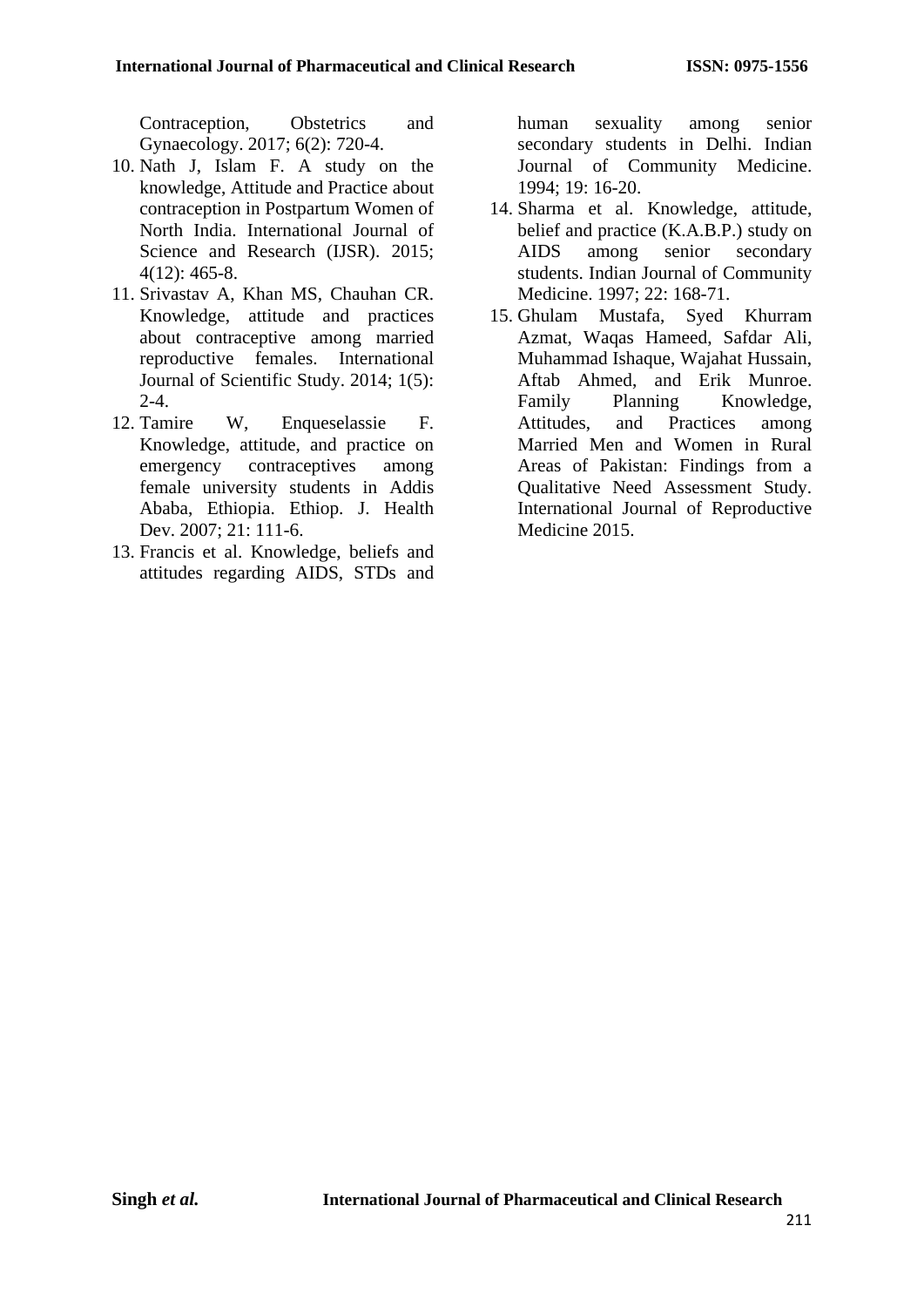Contraception, Obstetrics and Gynaecology. 2017; 6(2): 720-4.

10. Nath J, Islam F. A study on the knowledge, Attitude and Practice about contraception in Postpartum Women of North India. International Journal of Science and Research (IJSR). 2015; 4(12): 465-8.
11. Srivastav A, Khan MS, Chauhan CR. Knowledge, attitude and practices about contraceptive among married reproductive females. International Journal of Scientific Study. 2014; 1(5): 2-4.
12. Tamire W, Enqueselassie F. Knowledge, attitude, and practice on emergency contraceptives among female university students in Addis Ababa, Ethiopia. Ethiop. J. Health Dev. 2007; 21: 111-6.
13. Francis et al. Knowledge, beliefs and attitudes regarding AIDS, STDs and human sexuality among senior secondary students in Delhi. Indian Journal of Community Medicine. 1994; 19: 16-20.
14. Sharma et al. Knowledge, attitude, belief and practice (K.A.B.P.) study on AIDS among senior secondary students. Indian Journal of Community Medicine. 1997; 22: 168-71.
15. Ghulam Mustafa, Syed Khurram Azmat, Waqas Hameed, Safdar Ali, Muhammad Ishaque, Wajahat Hussain, Aftab Ahmed, and Erik Munroe. Family Planning Knowledge, Attitudes, and Practices among Married Men and Women in Rural Areas of Pakistan: Findings from a Qualitative Need Assessment Study. International Journal of Reproductive Medicine 2015.